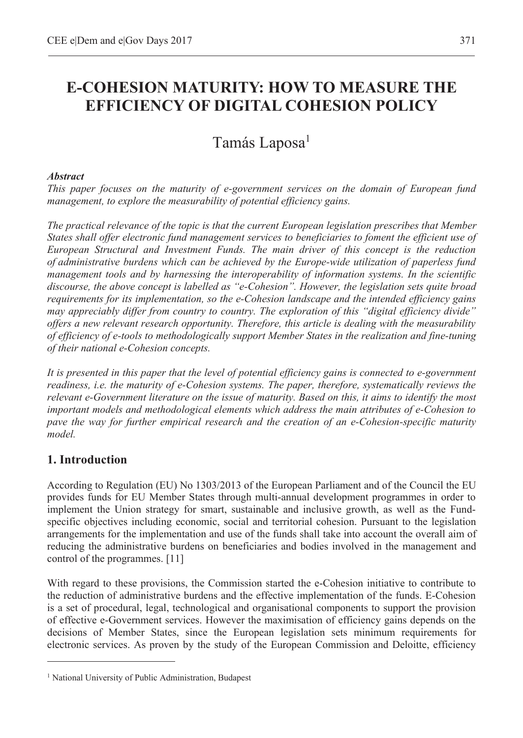# E-COHESION MATURITY: HOW TO MEASURE THE EFFICIENCY OF DIGITAL COHESION POLICY

Tamás Laposa[1]

***Abstract***

*This paper focuses on the maturity of e-government services on the domain of European fund management, to explore the measurability of potential efficiency gains.*

*The practical relevance of the topic is that the current European legislation prescribes that Member States shall offer electronic fund management services to beneficiaries to foment the efficient use of European Structural and Investment Funds. The main driver of this concept is the reduction of administrative burdens which can be achieved by the Europe-wide utilization of paperless fund management tools and by harnessing the interoperability of information systems. In the scientific discourse, the above concept is labelled as "e-Cohesion". However, the legislation sets quite broad requirements for its implementation, so the e-Cohesion landscape and the intended efficiency gains may appreciably differ from country to country. The exploration of this "digital efficiency divide" offers a new relevant research opportunity. Therefore, this article is dealing with the measurability of efficiency of e-tools to methodologically support Member States in the realization and fine-tuning of their national e-Cohesion concepts.*

*It is presented in this paper that the level of potential efficiency gains is connected to e-government readiness, i.e. the maturity of e-Cohesion systems. The paper, therefore, systematically reviews the relevant e-Government literature on the issue of maturity. Based on this, it aims to identify the most important models and methodological elements which address the main attributes of e-Cohesion to pave the way for further empirical research and the creation of an e-Cohesion-specific maturity model.*

## 1. Introduction

According to Regulation (EU) No 1303/2013 of the European Parliament and of the Council the EU provides funds for EU Member States through multi-annual development programmes in order to implement the Union strategy for smart, sustainable and inclusive growth, as well as the Fund-specific objectives including economic, social and territorial cohesion. Pursuant to the legislation arrangements for the implementation and use of the funds shall take into account the overall aim of reducing the administrative burdens on beneficiaries and bodies involved in the management and control of the programmes. [11]

With regard to these provisions, the Commission started the e-Cohesion initiative to contribute to the reduction of administrative burdens and the effective implementation of the funds. E-Cohesion is a set of procedural, legal, technological and organisational components to support the provision of effective e-Government services. However the maximisation of efficiency gains depends on the decisions of Member States, since the European legislation sets minimum requirements for electronic services. As proven by the study of the European Commission and Deloitte, efficiency

---

[1] National University of Public Administration, Budapest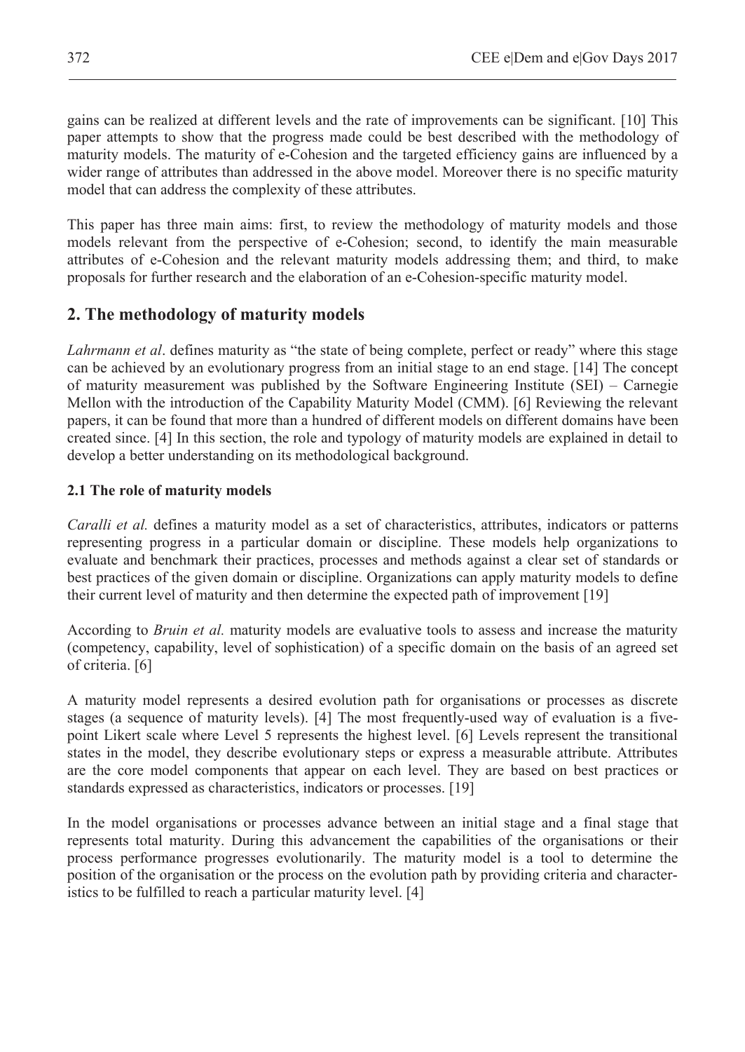gains can be realized at different levels and the rate of improvements can be significant. [10] This paper attempts to show that the progress made could be best described with the methodology of maturity models. The maturity of e-Cohesion and the targeted efficiency gains are influenced by a wider range of attributes than addressed in the above model. Moreover there is no specific maturity model that can address the complexity of these attributes.

This paper has three main aims: first, to review the methodology of maturity models and those models relevant from the perspective of e-Cohesion; second, to identify the main measurable attributes of e-Cohesion and the relevant maturity models addressing them; and third, to make proposals for further research and the elaboration of an e-Cohesion-specific maturity model.

## 2. The methodology of maturity models

*Lahrmann et al*. defines maturity as "the state of being complete, perfect or ready" where this stage can be achieved by an evolutionary progress from an initial stage to an end stage. [14] The concept of maturity measurement was published by the Software Engineering Institute (SEI) – Carnegie Mellon with the introduction of the Capability Maturity Model (CMM). [6] Reviewing the relevant papers, it can be found that more than a hundred of different models on different domains have been created since. [4] In this section, the role and typology of maturity models are explained in detail to develop a better understanding on its methodological background.

### 2.1 The role of maturity models

*Caralli et al.* defines a maturity model as a set of characteristics, attributes, indicators or patterns representing progress in a particular domain or discipline. These models help organizations to evaluate and benchmark their practices, processes and methods against a clear set of standards or best practices of the given domain or discipline. Organizations can apply maturity models to define their current level of maturity and then determine the expected path of improvement [19]

According to *Bruin et al.* maturity models are evaluative tools to assess and increase the maturity (competency, capability, level of sophistication) of a specific domain on the basis of an agreed set of criteria. [6]

A maturity model represents a desired evolution path for organisations or processes as discrete stages (a sequence of maturity levels). [4] The most frequently-used way of evaluation is a five-point Likert scale where Level 5 represents the highest level. [6] Levels represent the transitional states in the model, they describe evolutionary steps or express a measurable attribute. Attributes are the core model components that appear on each level. They are based on best practices or standards expressed as characteristics, indicators or processes. [19]

In the model organisations or processes advance between an initial stage and a final stage that represents total maturity. During this advancement the capabilities of the organisations or their process performance progresses evolutionarily. The maturity model is a tool to determine the position of the organisation or the process on the evolution path by providing criteria and characteristics to be fulfilled to reach a particular maturity level. [4]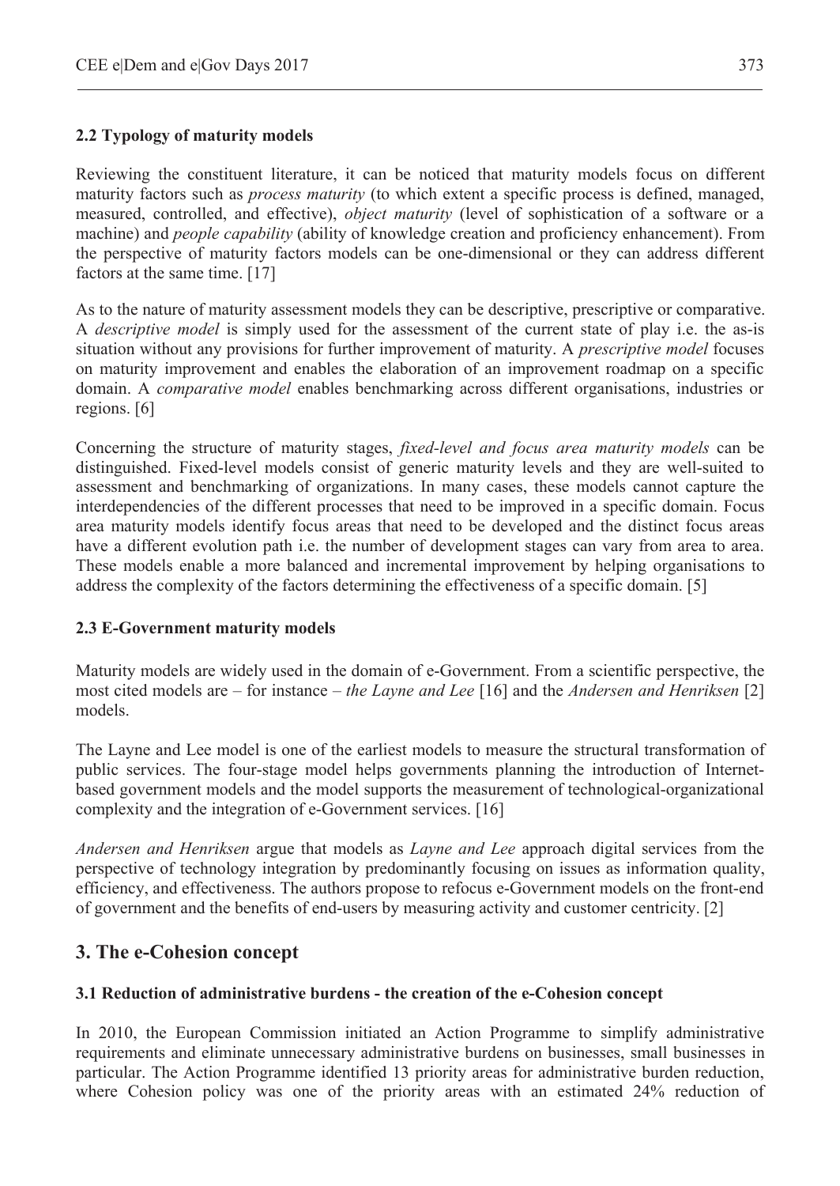### 2.2 Typology of maturity models

Reviewing the constituent literature, it can be noticed that maturity models focus on different maturity factors such as *process maturity* (to which extent a specific process is defined, managed, measured, controlled, and effective), *object maturity* (level of sophistication of a software or a machine) and *people capability* (ability of knowledge creation and proficiency enhancement). From the perspective of maturity factors models can be one-dimensional or they can address different factors at the same time. [17]

As to the nature of maturity assessment models they can be descriptive, prescriptive or comparative. A *descriptive model* is simply used for the assessment of the current state of play i.e. the as-is situation without any provisions for further improvement of maturity. A *prescriptive model* focuses on maturity improvement and enables the elaboration of an improvement roadmap on a specific domain. A *comparative model* enables benchmarking across different organisations, industries or regions. [6]

Concerning the structure of maturity stages, *fixed-level and focus area maturity models* can be distinguished. Fixed-level models consist of generic maturity levels and they are well-suited to assessment and benchmarking of organizations. In many cases, these models cannot capture the interdependencies of the different processes that need to be improved in a specific domain. Focus area maturity models identify focus areas that need to be developed and the distinct focus areas have a different evolution path i.e. the number of development stages can vary from area to area. These models enable a more balanced and incremental improvement by helping organisations to address the complexity of the factors determining the effectiveness of a specific domain. [5]

### 2.3 E-Government maturity models

Maturity models are widely used in the domain of e-Government. From a scientific perspective, the most cited models are – for instance – *the Layne and Lee* [16] and the *Andersen and Henriksen* [2] models.

The Layne and Lee model is one of the earliest models to measure the structural transformation of public services. The four-stage model helps governments planning the introduction of Internet-based government models and the model supports the measurement of technological-organizational complexity and the integration of e-Government services. [16]

*Andersen and Henriksen* argue that models as *Layne and Lee* approach digital services from the perspective of technology integration by predominantly focusing on issues as information quality, efficiency, and effectiveness. The authors propose to refocus e-Government models on the front-end of government and the benefits of end-users by measuring activity and customer centricity. [2]

## 3. The e-Cohesion concept

### 3.1 Reduction of administrative burdens - the creation of the e-Cohesion concept

In 2010, the European Commission initiated an Action Programme to simplify administrative requirements and eliminate unnecessary administrative burdens on businesses, small businesses in particular. The Action Programme identified 13 priority areas for administrative burden reduction, where Cohesion policy was one of the priority areas with an estimated 24% reduction of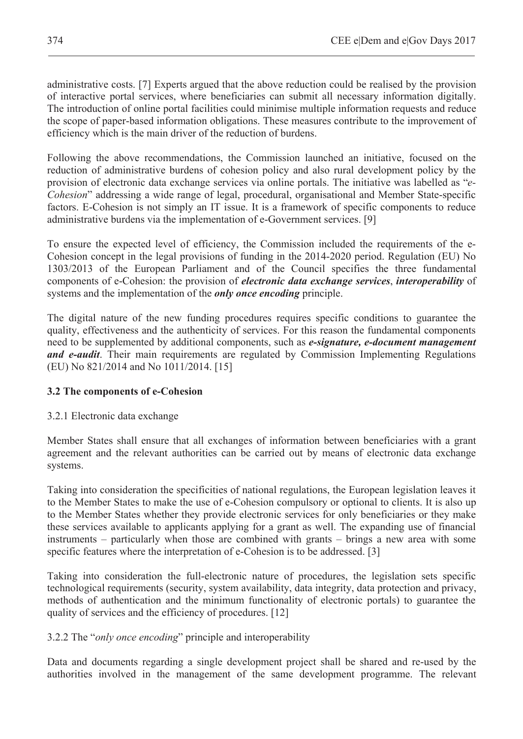administrative costs. [7] Experts argued that the above reduction could be realised by the provision of interactive portal services, where beneficiaries can submit all necessary information digitally. The introduction of online portal facilities could minimise multiple information requests and reduce the scope of paper-based information obligations. These measures contribute to the improvement of efficiency which is the main driver of the reduction of burdens.

Following the above recommendations, the Commission launched an initiative, focused on the reduction of administrative burdens of cohesion policy and also rural development policy by the provision of electronic data exchange services via online portals. The initiative was labelled as "*e-Cohesion*" addressing a wide range of legal, procedural, organisational and Member State-specific factors. E-Cohesion is not simply an IT issue. It is a framework of specific components to reduce administrative burdens via the implementation of e-Government services. [9]

To ensure the expected level of efficiency, the Commission included the requirements of the e-Cohesion concept in the legal provisions of funding in the 2014-2020 period. Regulation (EU) No 1303/2013 of the European Parliament and of the Council specifies the three fundamental components of e-Cohesion: the provision of ***electronic data exchange services***, ***interoperability*** of systems and the implementation of the ***only once encoding*** principle.

The digital nature of the new funding procedures requires specific conditions to guarantee the quality, effectiveness and the authenticity of services. For this reason the fundamental components need to be supplemented by additional components, such as ***e-signature, e-document management and e-audit***. Their main requirements are regulated by Commission Implementing Regulations (EU) No 821/2014 and No 1011/2014. [15]

### 3.2 The components of e-Cohesion

#### 3.2.1 Electronic data exchange

Member States shall ensure that all exchanges of information between beneficiaries with a grant agreement and the relevant authorities can be carried out by means of electronic data exchange systems.

Taking into consideration the specificities of national regulations, the European legislation leaves it to the Member States to make the use of e-Cohesion compulsory or optional to clients. It is also up to the Member States whether they provide electronic services for only beneficiaries or they make these services available to applicants applying for a grant as well. The expanding use of financial instruments – particularly when those are combined with grants – brings a new area with some specific features where the interpretation of e-Cohesion is to be addressed. [3]

Taking into consideration the full-electronic nature of procedures, the legislation sets specific technological requirements (security, system availability, data integrity, data protection and privacy, methods of authentication and the minimum functionality of electronic portals) to guarantee the quality of services and the efficiency of procedures. [12]

#### 3.2.2 The "*only once encoding*" principle and interoperability

Data and documents regarding a single development project shall be shared and re-used by the authorities involved in the management of the same development programme. The relevant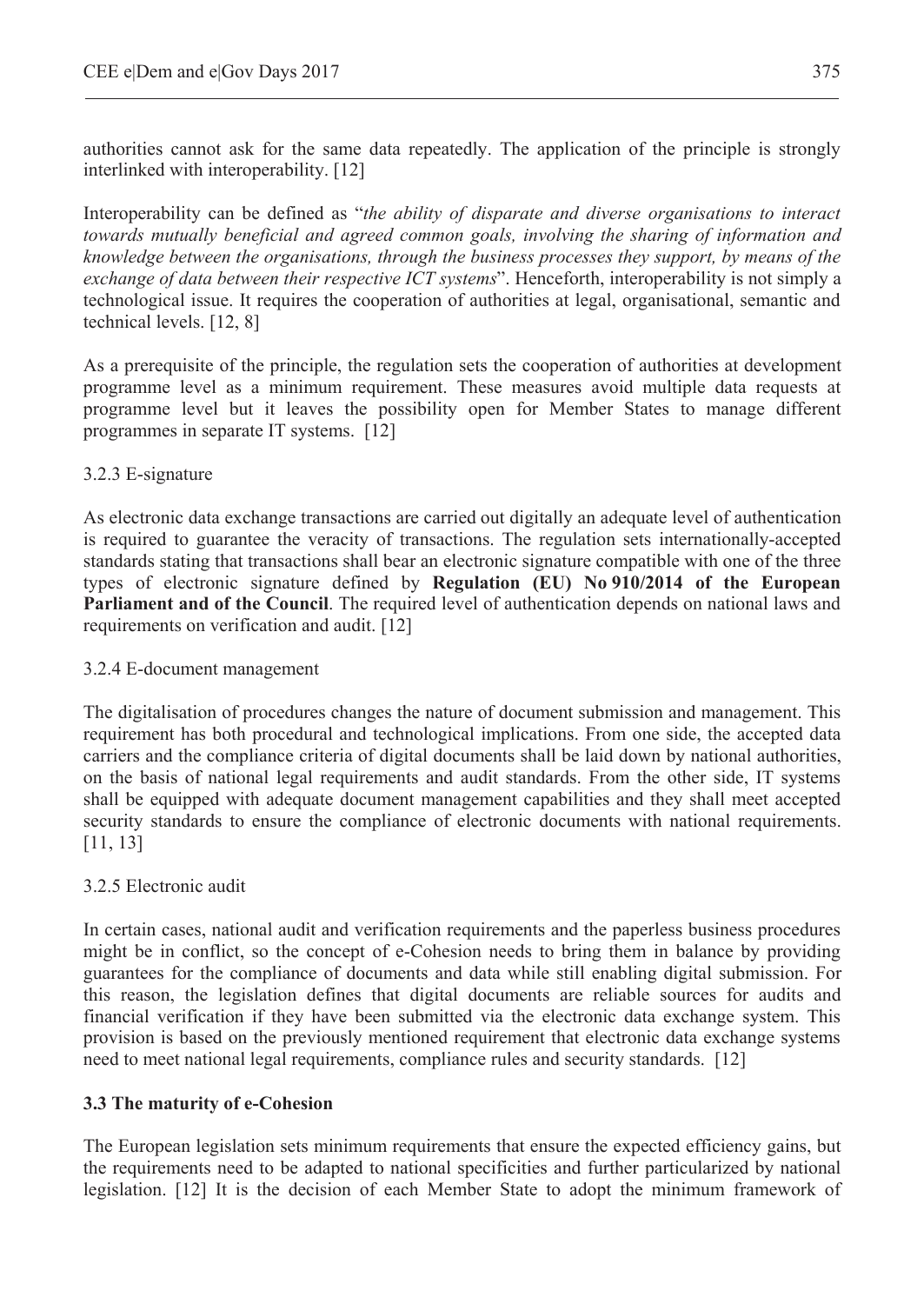authorities cannot ask for the same data repeatedly. The application of the principle is strongly interlinked with interoperability. [12]

Interoperability can be defined as "*the ability of disparate and diverse organisations to interact towards mutually beneficial and agreed common goals, involving the sharing of information and knowledge between the organisations, through the business processes they support, by means of the exchange of data between their respective ICT systems*". Henceforth, interoperability is not simply a technological issue. It requires the cooperation of authorities at legal, organisational, semantic and technical levels. [12, 8]

As a prerequisite of the principle, the regulation sets the cooperation of authorities at development programme level as a minimum requirement. These measures avoid multiple data requests at programme level but it leaves the possibility open for Member States to manage different programmes in separate IT systems. [12]

#### 3.2.3 E-signature

As electronic data exchange transactions are carried out digitally an adequate level of authentication is required to guarantee the veracity of transactions. The regulation sets internationally-accepted standards stating that transactions shall bear an electronic signature compatible with one of the three types of electronic signature defined by **Regulation (EU) No 910/2014 of the European Parliament and of the Council**. The required level of authentication depends on national laws and requirements on verification and audit. [12]

#### 3.2.4 E-document management

The digitalisation of procedures changes the nature of document submission and management. This requirement has both procedural and technological implications. From one side, the accepted data carriers and the compliance criteria of digital documents shall be laid down by national authorities, on the basis of national legal requirements and audit standards. From the other side, IT systems shall be equipped with adequate document management capabilities and they shall meet accepted security standards to ensure the compliance of electronic documents with national requirements. [11, 13]

#### 3.2.5 Electronic audit

In certain cases, national audit and verification requirements and the paperless business procedures might be in conflict, so the concept of e-Cohesion needs to bring them in balance by providing guarantees for the compliance of documents and data while still enabling digital submission. For this reason, the legislation defines that digital documents are reliable sources for audits and financial verification if they have been submitted via the electronic data exchange system. This provision is based on the previously mentioned requirement that electronic data exchange systems need to meet national legal requirements, compliance rules and security standards. [12]

### 3.3 The maturity of e-Cohesion

The European legislation sets minimum requirements that ensure the expected efficiency gains, but the requirements need to be adapted to national specificities and further particularized by national legislation. [12] It is the decision of each Member State to adopt the minimum framework of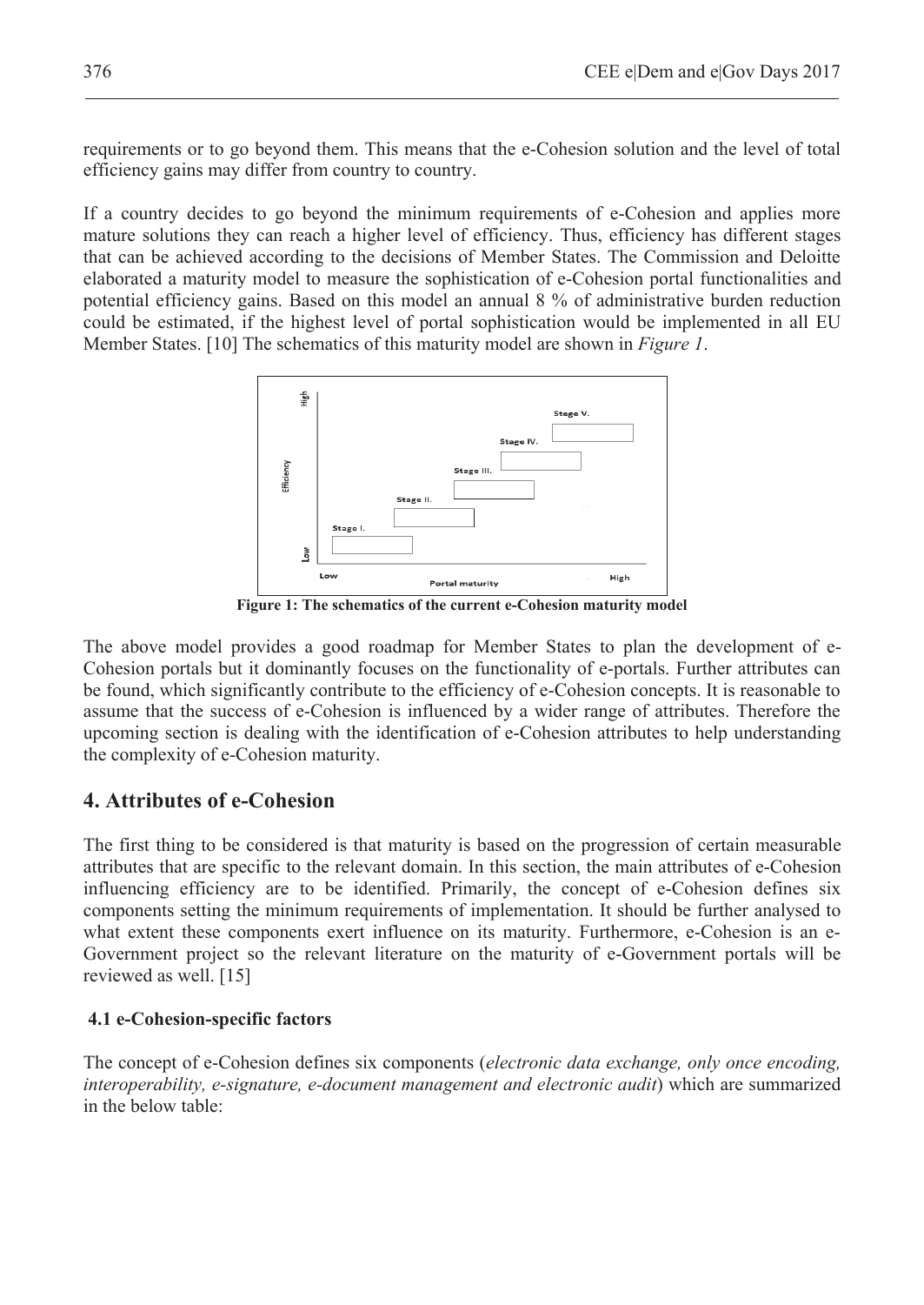requirements or to go beyond them. This means that the e-Cohesion solution and the level of total efficiency gains may differ from country to country.

If a country decides to go beyond the minimum requirements of e-Cohesion and applies more mature solutions they can reach a higher level of efficiency. Thus, efficiency has different stages that can be achieved according to the decisions of Member States. The Commission and Deloitte elaborated a maturity model to measure the sophistication of e-Cohesion portal functionalities and potential efficiency gains. Based on this model an annual 8 % of administrative burden reduction could be estimated, if the highest level of portal sophistication would be implemented in all EU Member States. [10] The schematics of this maturity model are shown in *Figure 1*.

**Figure 1: The schematics of the current e-Cohesion maturity model**

The above model provides a good roadmap for Member States to plan the development of e-Cohesion portals but it dominantly focuses on the functionality of e-portals. Further attributes can be found, which significantly contribute to the efficiency of e-Cohesion concepts. It is reasonable to assume that the success of e-Cohesion is influenced by a wider range of attributes. Therefore the upcoming section is dealing with the identification of e-Cohesion attributes to help understanding the complexity of e-Cohesion maturity.

## 4. Attributes of e-Cohesion

The first thing to be considered is that maturity is based on the progression of certain measurable attributes that are specific to the relevant domain. In this section, the main attributes of e-Cohesion influencing efficiency are to be identified. Primarily, the concept of e-Cohesion defines six components setting the minimum requirements of implementation. It should be further analysed to what extent these components exert influence on its maturity. Furthermore, e-Cohesion is an e-Government project so the relevant literature on the maturity of e-Government portals will be reviewed as well. [15]

### 4.1 e-Cohesion-specific factors

The concept of e-Cohesion defines six components (*electronic data exchange, only once encoding, interoperability, e-signature, e-document management and electronic audit*) which are summarized in the below table: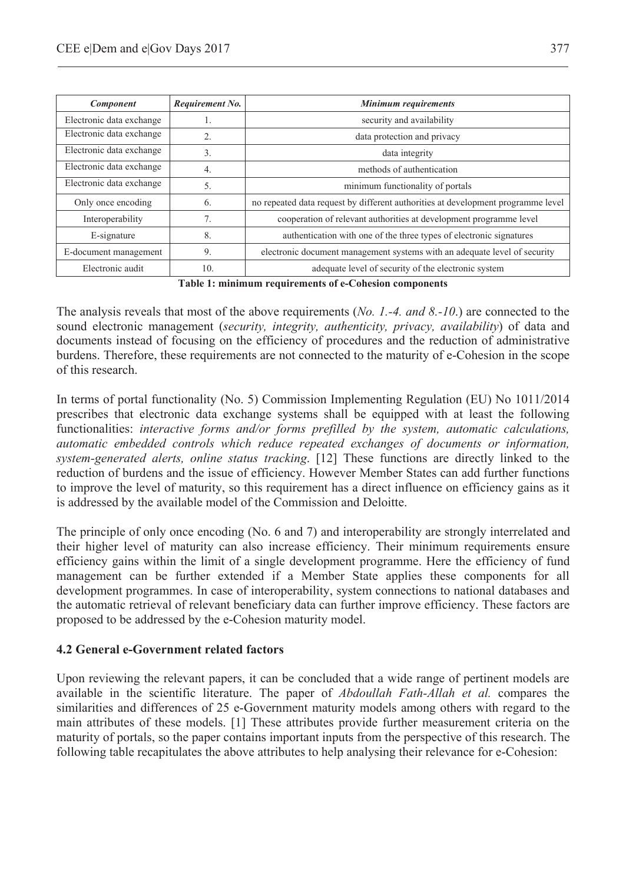| *Component* | *Requirement No.* | *Minimum requirements* |
|---|---|---|
| Electronic data exchange | 1. | security and availability |
| Electronic data exchange | 2. | data protection and privacy |
| Electronic data exchange | 3. | data integrity |
| Electronic data exchange | 4. | methods of authentication |
| Electronic data exchange | 5. | minimum functionality of portals |
| Only once encoding | 6. | no repeated data request by different authorities at development programme level |
| Interoperability | 7. | cooperation of relevant authorities at development programme level |
| E-signature | 8. | authentication with one of the three types of electronic signatures |
| E-document management | 9. | electronic document management systems with an adequate level of security |
| Electronic audit | 10. | adequate level of security of the electronic system |

**Table 1: minimum requirements of e-Cohesion components**

The analysis reveals that most of the above requirements (*No. 1.-4. and 8.-10.*) are connected to the sound electronic management (*security, integrity, authenticity, privacy, availability*) of data and documents instead of focusing on the efficiency of procedures and the reduction of administrative burdens. Therefore, these requirements are not connected to the maturity of e-Cohesion in the scope of this research.

In terms of portal functionality (No. 5) Commission Implementing Regulation (EU) No 1011/2014 prescribes that electronic data exchange systems shall be equipped with at least the following functionalities: *interactive forms and/or forms prefilled by the system, automatic calculations, automatic embedded controls which reduce repeated exchanges of documents or information, system-generated alerts, online status tracking*. [12] These functions are directly linked to the reduction of burdens and the issue of efficiency. However Member States can add further functions to improve the level of maturity, so this requirement has a direct influence on efficiency gains as it is addressed by the available model of the Commission and Deloitte.

The principle of only once encoding (No. 6 and 7) and interoperability are strongly interrelated and their higher level of maturity can also increase efficiency. Their minimum requirements ensure efficiency gains within the limit of a single development programme. Here the efficiency of fund management can be further extended if a Member State applies these components for all development programmes. In case of interoperability, system connections to national databases and the automatic retrieval of relevant beneficiary data can further improve efficiency. These factors are proposed to be addressed by the e-Cohesion maturity model.

### 4.2 General e-Government related factors

Upon reviewing the relevant papers, it can be concluded that a wide range of pertinent models are available in the scientific literature. The paper of *Abdoullah Fath-Allah et al.* compares the similarities and differences of 25 e-Government maturity models among others with regard to the main attributes of these models. [1] These attributes provide further measurement criteria on the maturity of portals, so the paper contains important inputs from the perspective of this research. The following table recapitulates the above attributes to help analysing their relevance for e-Cohesion: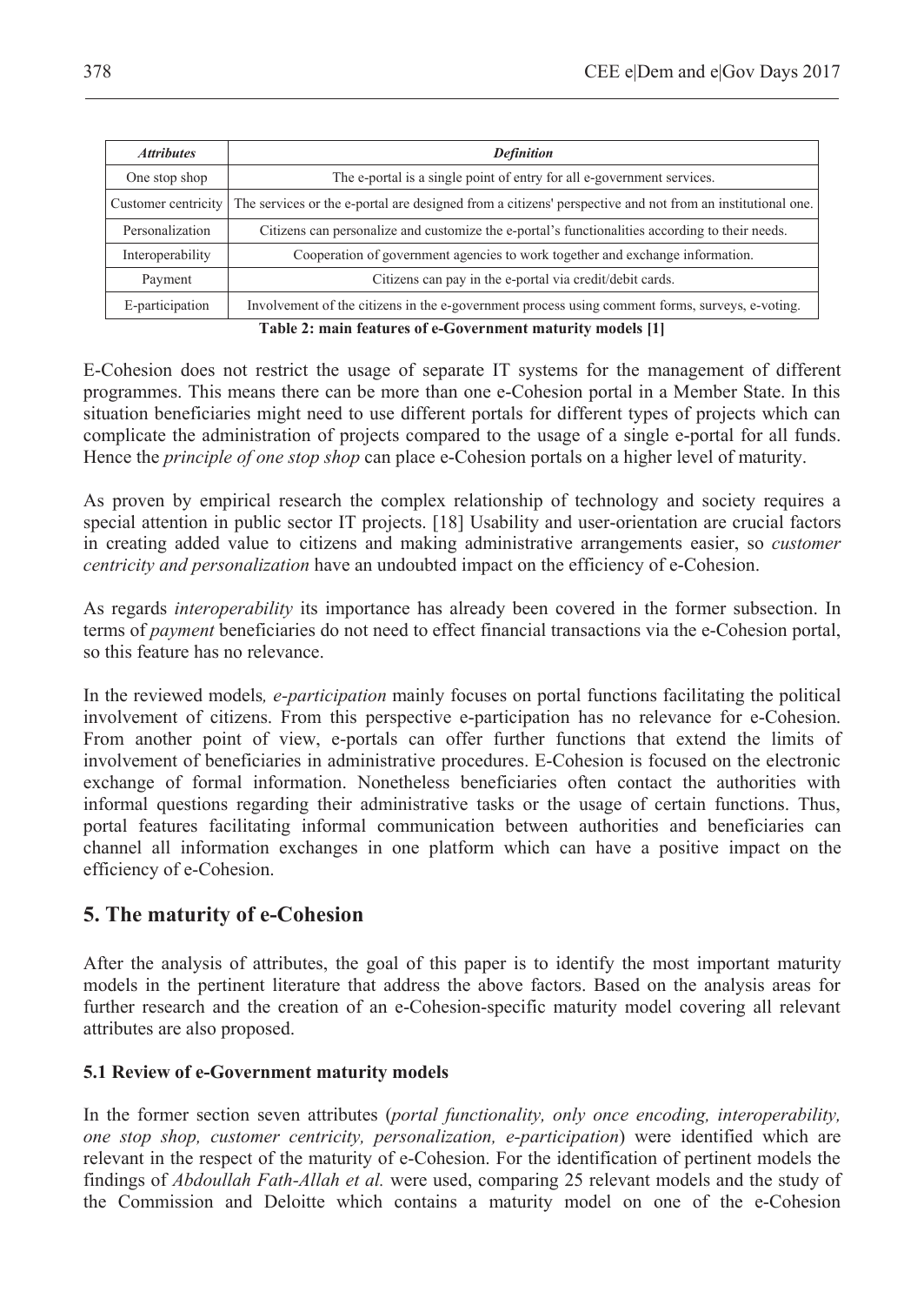| *Attributes* | *Definition* |
|---|---|
| One stop shop | The e-portal is a single point of entry for all e-government services. |
| Customer centricity | The services or the e-portal are designed from a citizens' perspective and not from an institutional one. |
| Personalization | Citizens can personalize and customize the e-portal's functionalities according to their needs. |
| Interoperability | Cooperation of government agencies to work together and exchange information. |
| Payment | Citizens can pay in the e-portal via credit/debit cards. |
| E-participation | Involvement of the citizens in the e-government process using comment forms, surveys, e-voting. |

**Table 2: main features of e-Government maturity models [1]**

E-Cohesion does not restrict the usage of separate IT systems for the management of different programmes. This means there can be more than one e-Cohesion portal in a Member State. In this situation beneficiaries might need to use different portals for different types of projects which can complicate the administration of projects compared to the usage of a single e-portal for all funds. Hence the *principle of one stop shop* can place e-Cohesion portals on a higher level of maturity.

As proven by empirical research the complex relationship of technology and society requires a special attention in public sector IT projects. [18] Usability and user-orientation are crucial factors in creating added value to citizens and making administrative arrangements easier, so *customer centricity and personalization* have an undoubted impact on the efficiency of e-Cohesion.

As regards *interoperability* its importance has already been covered in the former subsection. In terms of *payment* beneficiaries do not need to effect financial transactions via the e-Cohesion portal, so this feature has no relevance.

In the reviewed models, *e-participation* mainly focuses on portal functions facilitating the political involvement of citizens. From this perspective e-participation has no relevance for e-Cohesion. From another point of view, e-portals can offer further functions that extend the limits of involvement of beneficiaries in administrative procedures. E-Cohesion is focused on the electronic exchange of formal information. Nonetheless beneficiaries often contact the authorities with informal questions regarding their administrative tasks or the usage of certain functions. Thus, portal features facilitating informal communication between authorities and beneficiaries can channel all information exchanges in one platform which can have a positive impact on the efficiency of e-Cohesion.

## 5. The maturity of e-Cohesion

After the analysis of attributes, the goal of this paper is to identify the most important maturity models in the pertinent literature that address the above factors. Based on the analysis areas for further research and the creation of an e-Cohesion-specific maturity model covering all relevant attributes are also proposed.

### 5.1 Review of e-Government maturity models

In the former section seven attributes (*portal functionality, only once encoding, interoperability, one stop shop, customer centricity, personalization, e-participation*) were identified which are relevant in the respect of the maturity of e-Cohesion. For the identification of pertinent models the findings of *Abdoullah Fath-Allah et al.* were used, comparing 25 relevant models and the study of the Commission and Deloitte which contains a maturity model on one of the e-Cohesion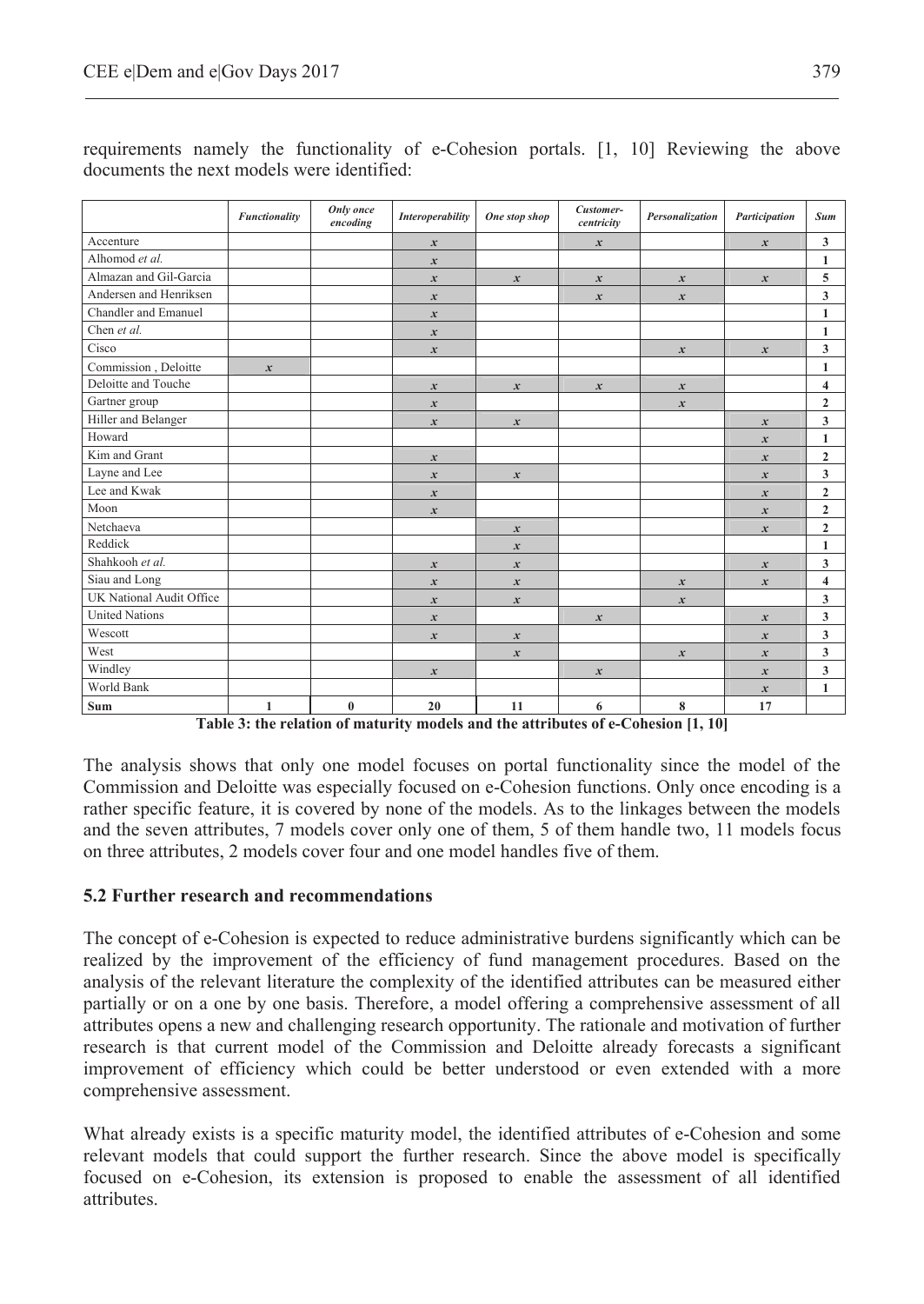requirements namely the functionality of e-Cohesion portals. [1, 10] Reviewing the above documents the next models were identified:

| | *Functionality* | *Only once encoding* | *Interoperability* | *One stop shop* | *Customer-centricity* | *Personalization* | *Participation* | *Sum* |
|---|---|---|---|---|---|---|---|---|
| Accenture | | | *x* | | *x* | | *x* | **3** |
| Alhomod *et al.* | | | *x* | | | | | **1** |
| Almazan and Gil-Garcia | | | *x* | *x* | *x* | *x* | *x* | **5** |
| Andersen and Henriksen | | | *x* | | *x* | *x* | | **3** |
| Chandler and Emanuel | | | *x* | | | | | **1** |
| Chen *et al.* | | | *x* | | | | | **1** |
| Cisco | | | *x* | | | *x* | *x* | **3** |
| Commission , Deloitte | *x* | | | | | | | **1** |
| Deloitte and Touche | | | *x* | *x* | *x* | *x* | | **4** |
| Gartner group | | | *x* | | | *x* | | **2** |
| Hiller and Belanger | | | *x* | *x* | | | *x* | **3** |
| Howard | | | | | | | *x* | **1** |
| Kim and Grant | | | *x* | | | | *x* | **2** |
| Layne and Lee | | | *x* | *x* | | | *x* | **3** |
| Lee and Kwak | | | *x* | | | | *x* | **2** |
| Moon | | | *x* | | | | *x* | **2** |
| Netchaeva | | | | *x* | | | *x* | **2** |
| Reddick | | | | *x* | | | | **1** |
| Shahkooh *et al.* | | | *x* | *x* | | | *x* | **3** |
| Siau and Long | | | *x* | *x* | | *x* | *x* | **4** |
| UK National Audit Office | | | *x* | *x* | | *x* | | **3** |
| United Nations | | | *x* | | *x* | | *x* | **3** |
| Wescott | | | *x* | *x* | | | *x* | **3** |
| West | | | | *x* | | *x* | *x* | **3** |
| Windley | | | *x* | | *x* | | *x* | **3** |
| World Bank | | | | | | | *x* | **1** |
| **Sum** | **1** | **0** | **20** | **11** | **6** | **8** | **17** | |

**Table 3: the relation of maturity models and the attributes of e-Cohesion [1, 10]**

The analysis shows that only one model focuses on portal functionality since the model of the Commission and Deloitte was especially focused on e-Cohesion functions. Only once encoding is a rather specific feature, it is covered by none of the models. As to the linkages between the models and the seven attributes, 7 models cover only one of them, 5 of them handle two, 11 models focus on three attributes, 2 models cover four and one model handles five of them.

### 5.2 Further research and recommendations

The concept of e-Cohesion is expected to reduce administrative burdens significantly which can be realized by the improvement of the efficiency of fund management procedures. Based on the analysis of the relevant literature the complexity of the identified attributes can be measured either partially or on a one by one basis. Therefore, a model offering a comprehensive assessment of all attributes opens a new and challenging research opportunity. The rationale and motivation of further research is that current model of the Commission and Deloitte already forecasts a significant improvement of efficiency which could be better understood or even extended with a more comprehensive assessment.

What already exists is a specific maturity model, the identified attributes of e-Cohesion and some relevant models that could support the further research. Since the above model is specifically focused on e-Cohesion, its extension is proposed to enable the assessment of all identified attributes.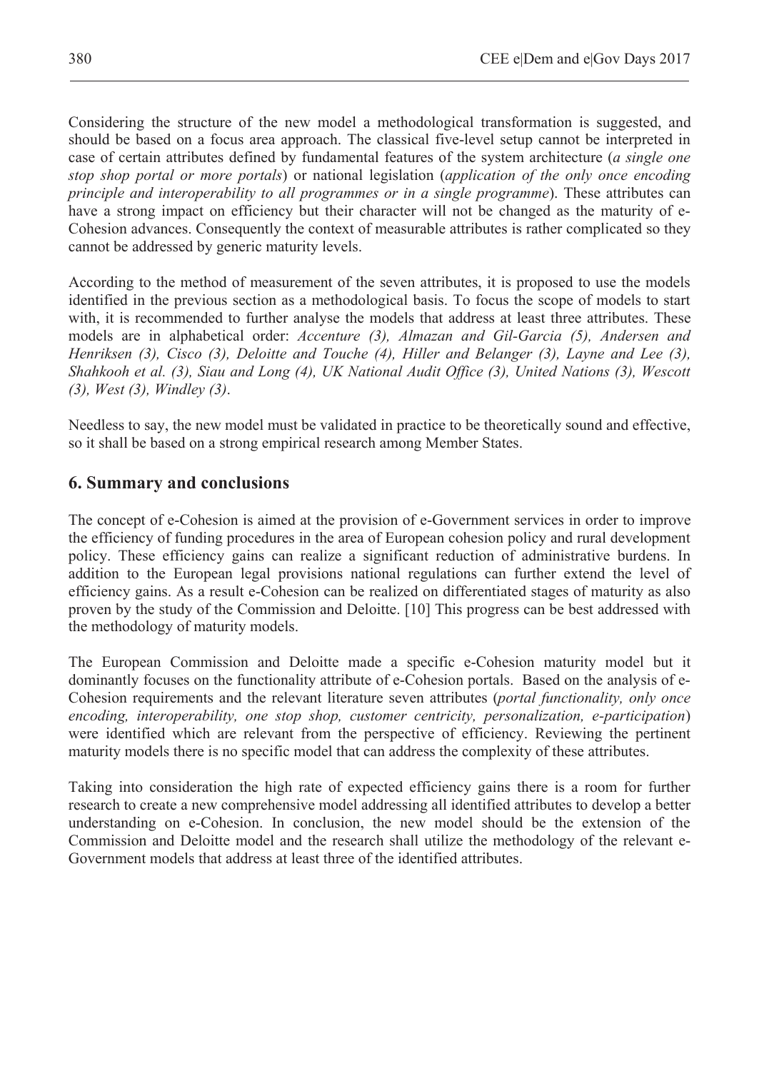Considering the structure of the new model a methodological transformation is suggested, and should be based on a focus area approach. The classical five-level setup cannot be interpreted in case of certain attributes defined by fundamental features of the system architecture (*a single one stop shop portal or more portals*) or national legislation (*application of the only once encoding principle and interoperability to all programmes or in a single programme*). These attributes can have a strong impact on efficiency but their character will not be changed as the maturity of e-Cohesion advances. Consequently the context of measurable attributes is rather complicated so they cannot be addressed by generic maturity levels.

According to the method of measurement of the seven attributes, it is proposed to use the models identified in the previous section as a methodological basis. To focus the scope of models to start with, it is recommended to further analyse the models that address at least three attributes. These models are in alphabetical order: *Accenture (3), Almazan and Gil-Garcia (5), Andersen and Henriksen (3), Cisco (3), Deloitte and Touche (4), Hiller and Belanger (3), Layne and Lee (3), Shahkooh et al. (3), Siau and Long (4), UK National Audit Office (3), United Nations (3), Wescott (3), West (3), Windley (3)*.

Needless to say, the new model must be validated in practice to be theoretically sound and effective, so it shall be based on a strong empirical research among Member States.

## 6. Summary and conclusions

The concept of e-Cohesion is aimed at the provision of e-Government services in order to improve the efficiency of funding procedures in the area of European cohesion policy and rural development policy. These efficiency gains can realize a significant reduction of administrative burdens. In addition to the European legal provisions national regulations can further extend the level of efficiency gains. As a result e-Cohesion can be realized on differentiated stages of maturity as also proven by the study of the Commission and Deloitte. [10] This progress can be best addressed with the methodology of maturity models.

The European Commission and Deloitte made a specific e-Cohesion maturity model but it dominantly focuses on the functionality attribute of e-Cohesion portals. Based on the analysis of e-Cohesion requirements and the relevant literature seven attributes (*portal functionality, only once encoding, interoperability, one stop shop, customer centricity, personalization, e-participation*) were identified which are relevant from the perspective of efficiency. Reviewing the pertinent maturity models there is no specific model that can address the complexity of these attributes.

Taking into consideration the high rate of expected efficiency gains there is a room for further research to create a new comprehensive model addressing all identified attributes to develop a better understanding on e-Cohesion. In conclusion, the new model should be the extension of the Commission and Deloitte model and the research shall utilize the methodology of the relevant e-Government models that address at least three of the identified attributes.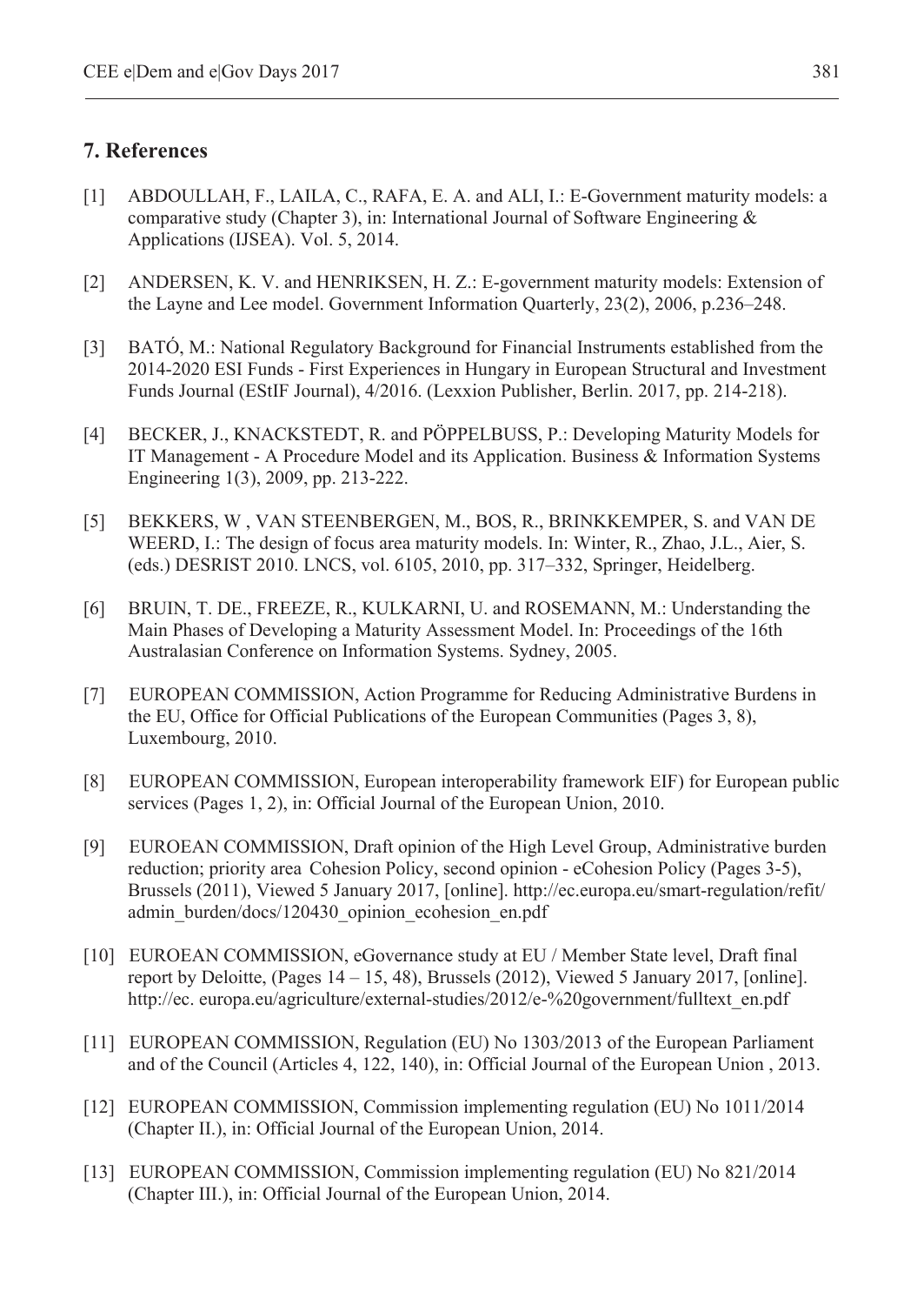## 7. References

[1] ABDOULLAH, F., LAILA, C., RAFA, E. A. and ALI, I.: E-Government maturity models: a comparative study (Chapter 3), in: International Journal of Software Engineering & Applications (IJSEA). Vol. 5, 2014.

[2] ANDERSEN, K. V. and HENRIKSEN, H. Z.: E-government maturity models: Extension of the Layne and Lee model. Government Information Quarterly, 23(2), 2006, p.236–248.

[3] BATÓ, M.: National Regulatory Background for Financial Instruments established from the 2014-2020 ESI Funds - First Experiences in Hungary in European Structural and Investment Funds Journal (EStIF Journal), 4/2016. (Lexxion Publisher, Berlin. 2017, pp. 214-218).

[4] BECKER, J., KNACKSTEDT, R. and PÖPPELBUSS, P.: Developing Maturity Models for IT Management - A Procedure Model and its Application. Business & Information Systems Engineering 1(3), 2009, pp. 213-222.

[5] BEKKERS, W , VAN STEENBERGEN, M., BOS, R., BRINKKEMPER, S. and VAN DE WEERD, I.: The design of focus area maturity models. In: Winter, R., Zhao, J.L., Aier, S. (eds.) DESRIST 2010. LNCS, vol. 6105, 2010, pp. 317–332, Springer, Heidelberg.

[6] BRUIN, T. DE., FREEZE, R., KULKARNI, U. and ROSEMANN, M.: Understanding the Main Phases of Developing a Maturity Assessment Model. In: Proceedings of the 16th Australasian Conference on Information Systems. Sydney, 2005.

[7] EUROPEAN COMMISSION, Action Programme for Reducing Administrative Burdens in the EU, Office for Official Publications of the European Communities (Pages 3, 8), Luxembourg, 2010.

[8] EUROPEAN COMMISSION, European interoperability framework EIF) for European public services (Pages 1, 2), in: Official Journal of the European Union, 2010.

[9] EUROEAN COMMISSION, Draft opinion of the High Level Group, Administrative burden reduction; priority area Cohesion Policy, second opinion - eCohesion Policy (Pages 3-5), Brussels (2011), Viewed 5 January 2017, [online]. http://ec.europa.eu/smart-regulation/refit/admin_burden/docs/120430_opinion_ecohesion_en.pdf

[10] EUROEAN COMMISSION, eGovernance study at EU / Member State level, Draft final report by Deloitte, (Pages 14 – 15, 48), Brussels (2012), Viewed 5 January 2017, [online]. http://ec. europa.eu/agriculture/external-studies/2012/e-%20government/fulltext_en.pdf

[11] EUROPEAN COMMISSION, Regulation (EU) No 1303/2013 of the European Parliament and of the Council (Articles 4, 122, 140), in: Official Journal of the European Union , 2013.

[12] EUROPEAN COMMISSION, Commission implementing regulation (EU) No 1011/2014 (Chapter II.), in: Official Journal of the European Union, 2014.

[13] EUROPEAN COMMISSION, Commission implementing regulation (EU) No 821/2014 (Chapter III.), in: Official Journal of the European Union, 2014.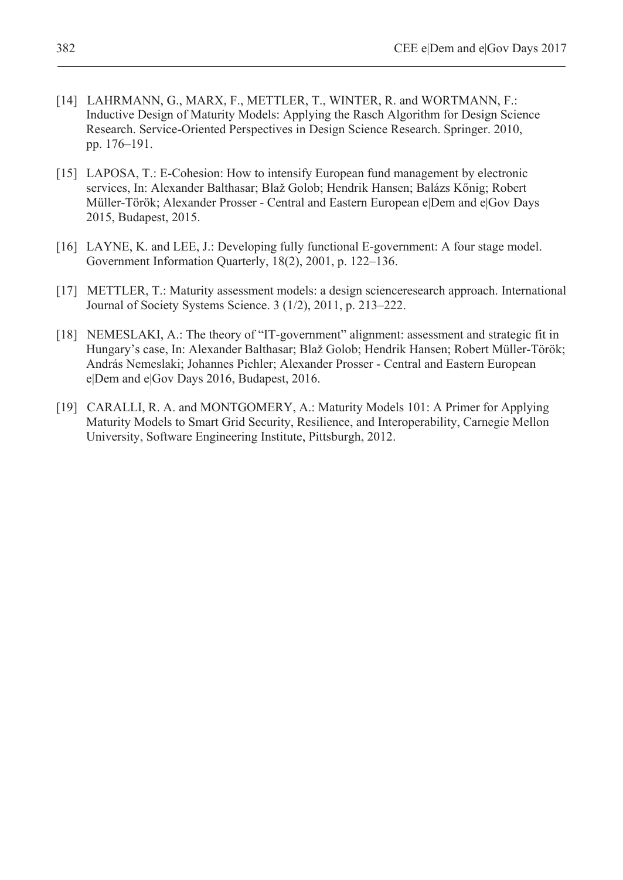[14] LAHRMANN, G., MARX, F., METTLER, T., WINTER, R. and WORTMANN, F.: Inductive Design of Maturity Models: Applying the Rasch Algorithm for Design Science Research. Service-Oriented Perspectives in Design Science Research. Springer. 2010, pp. 176–191.

[15] LAPOSA, T.: E-Cohesion: How to intensify European fund management by electronic services, In: Alexander Balthasar; Blaž Golob; Hendrik Hansen; Balázs Kőnig; Robert Müller-Török; Alexander Prosser - Central and Eastern European e|Dem and e|Gov Days 2015, Budapest, 2015.

[16] LAYNE, K. and LEE, J.: Developing fully functional E-government: A four stage model. Government Information Quarterly, 18(2), 2001, p. 122–136.

[17] METTLER, T.: Maturity assessment models: a design scienceresearch approach. International Journal of Society Systems Science. 3 (1/2), 2011, p. 213–222.

[18] NEMESLAKI, A.: The theory of "IT-government" alignment: assessment and strategic fit in Hungary's case, In: Alexander Balthasar; Blaž Golob; Hendrik Hansen; Robert Müller-Török; András Nemeslaki; Johannes Pichler; Alexander Prosser - Central and Eastern European e|Dem and e|Gov Days 2016, Budapest, 2016.

[19] CARALLI, R. A. and MONTGOMERY, A.: Maturity Models 101: A Primer for Applying Maturity Models to Smart Grid Security, Resilience, and Interoperability, Carnegie Mellon University, Software Engineering Institute, Pittsburgh, 2012.